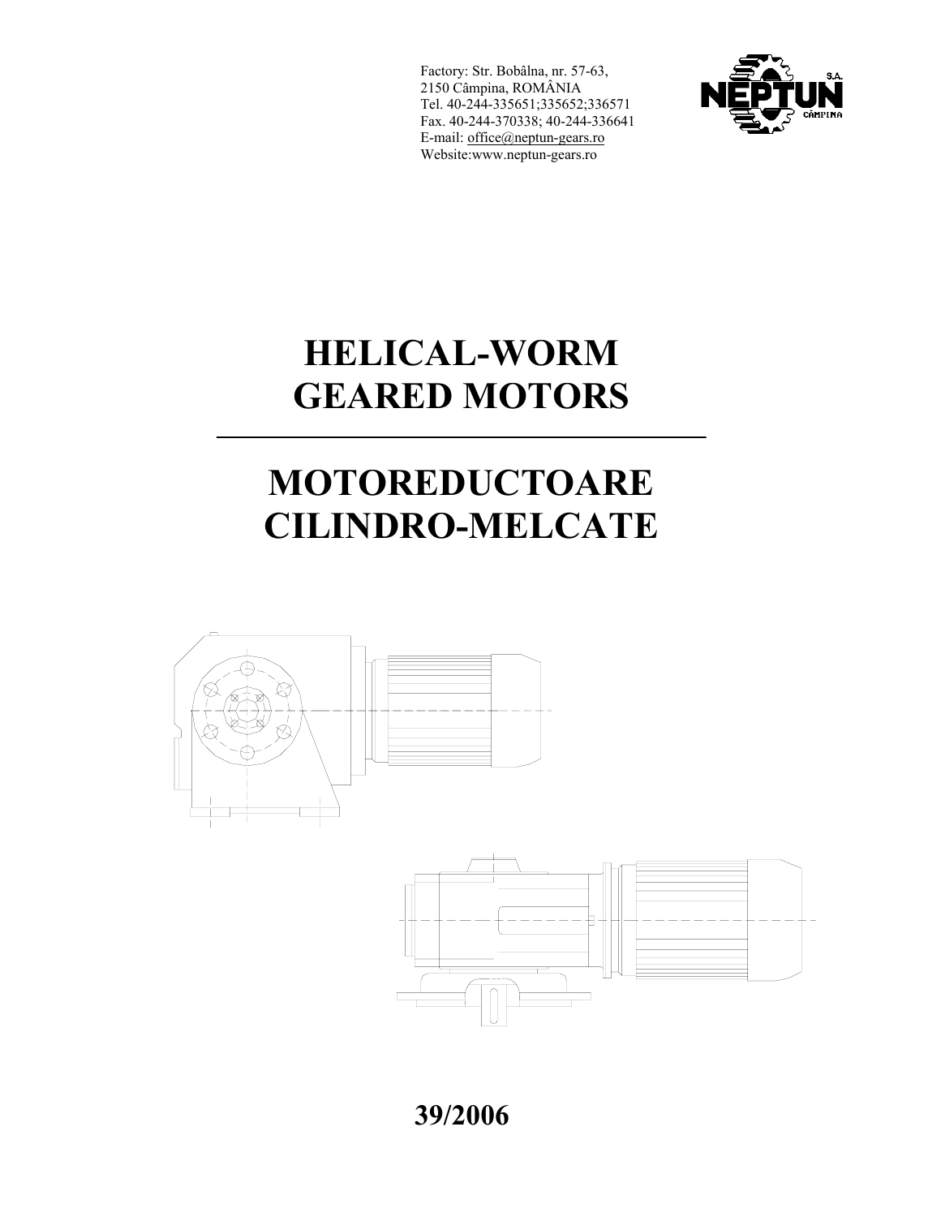Factory: Str. Bobâlna, nr. 57-63,
2150 Câmpina, ROMÂNIA
Tel. 40-244-335651;335652;336571
Fax. 40-244-370338; 40-244-336641
E-mail: office@neptun-gears.ro
Website:www.neptun-gears.ro

# HELICAL-WORM GEARED MOTORS

---

# MOTOREDUCTOARE CILINDRO-MELCATE

**39/2006**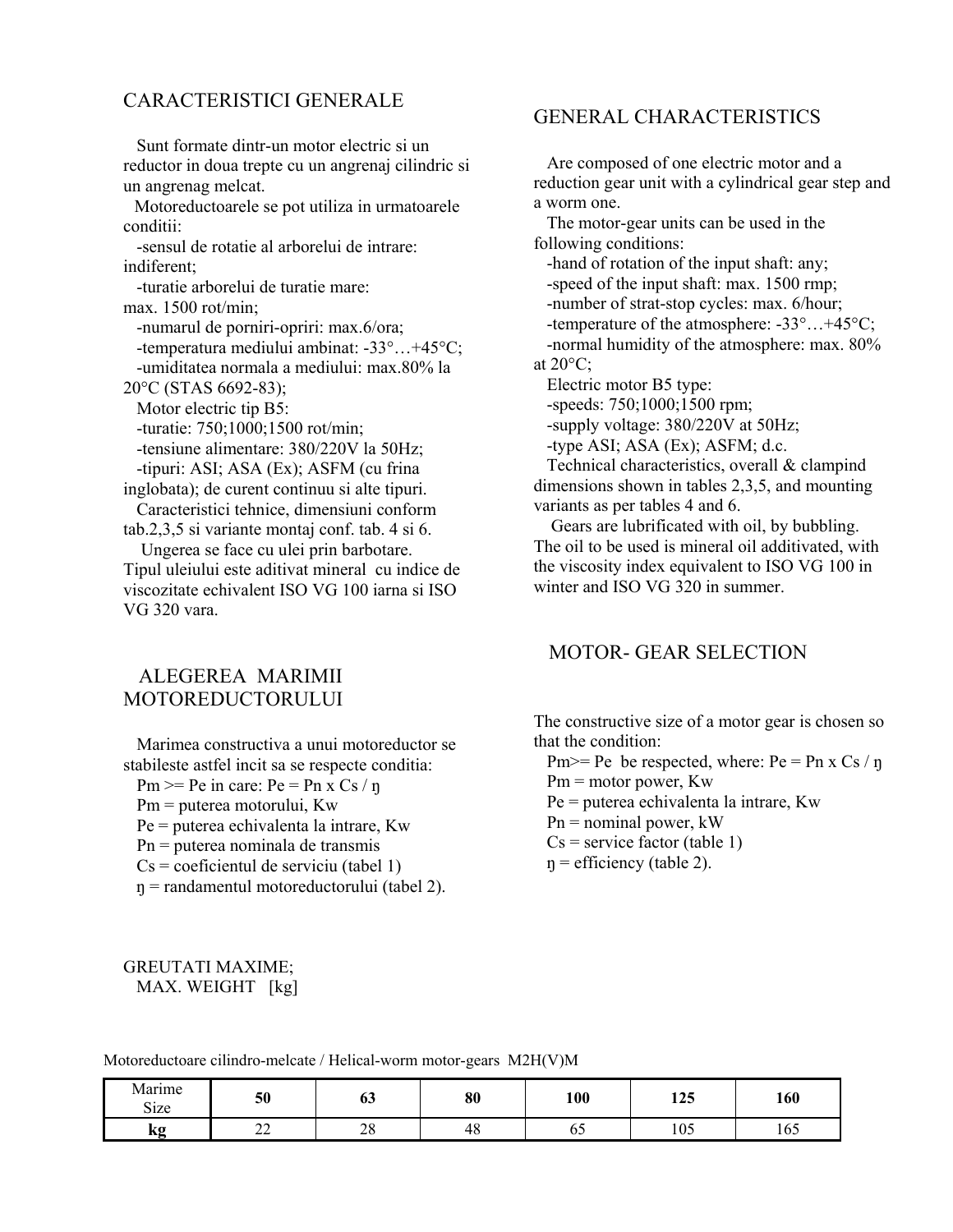## CARACTERISTICI GENERALE

Sunt formate dintr-un motor electric si un reductor in doua trepte cu un angrenaj cilindric si un angrenag melcat.

Motoreductoarele se pot utiliza in urmatoarele conditii:

-sensul de rotatie al arborelui de intrare: indiferent;

-turatie arborelui de turatie mare: max. 1500 rot/min;

-numarul de porniri-opriri: max.6/ora;

-temperatura mediului ambinat: -33°…+45°C;

-umiditatea normala a mediului: max.80% la 20°C (STAS 6692-83);

Motor electric tip B5:

-turatie: 750;1000;1500 rot/min;

-tensiune alimentare: 380/220V la 50Hz;

-tipuri: ASI; ASA (Ex); ASFM (cu frina inglobata); de curent continuu si alte tipuri.

Caracteristici tehnice, dimensiuni conform tab.2,3,5 si variante montaj conf. tab. 4 si 6.

Ungerea se face cu ulei prin barbotare. Tipul uleiului este aditivat mineral cu indice de viscozitate echivalent ISO VG 100 iarna si ISO VG 320 vara.

## ALEGEREA MARIMII MOTOREDUCTORULUI

Marimea constructiva a unui motoreductor se stabileste astfel incit sa se respecte conditia:

Pm >= Pe in care: Pe = Pn x Cs / ŋ

Pm = puterea motorului, Kw

Pe = puterea echivalenta la intrare, Kw

Pn = puterea nominala de transmis

Cs = coeficientul de serviciu (tabel 1)

ŋ = randamentul motoreductorului (tabel 2).

## GENERAL CHARACTERISTICS

Are composed of one electric motor and a reduction gear unit with a cylindrical gear step and a worm one.

The motor-gear units can be used in the following conditions:

-hand of rotation of the input shaft: any;

-speed of the input shaft: max. 1500 rmp;

-number of strat-stop cycles: max. 6/hour;

-temperature of the atmosphere: -33°…+45°C;

-normal humidity of the atmosphere: max. 80% at 20°C;

Electric motor B5 type:

-speeds: 750;1000;1500 rpm;

-supply voltage: 380/220V at 50Hz;

-type ASI; ASA (Ex); ASFM; d.c.

Technical characteristics, overall & clampind dimensions shown in tables 2,3,5, and mounting variants as per tables 4 and 6.

Gears are lubrificated with oil, by bubbling. The oil to be used is mineral oil additivated, with the viscosity index equivalent to ISO VG 100 in winter and ISO VG 320 in summer.

## MOTOR- GEAR SELECTION

The constructive size of a motor gear is chosen so that the condition:

Pm>= Pe be respected, where: Pe = Pn x Cs / ŋ

Pm = motor power, Kw

Pe = puterea echivalenta la intrare, Kw

Pn = nominal power, kW

Cs = service factor (table 1)

ŋ = efficiency (table 2).

GREUTATI MAXIME;
MAX. WEIGHT [kg]

Motoreductoare cilindro-melcate / Helical-worm motor-gears M2H(V)M

| Marime Size | **50** | **63** | **80** | **100** | **125** | **160** |
|---|---|---|---|---|---|---|
| **kg** | 22 | 28 | 48 | 65 | 105 | 165 |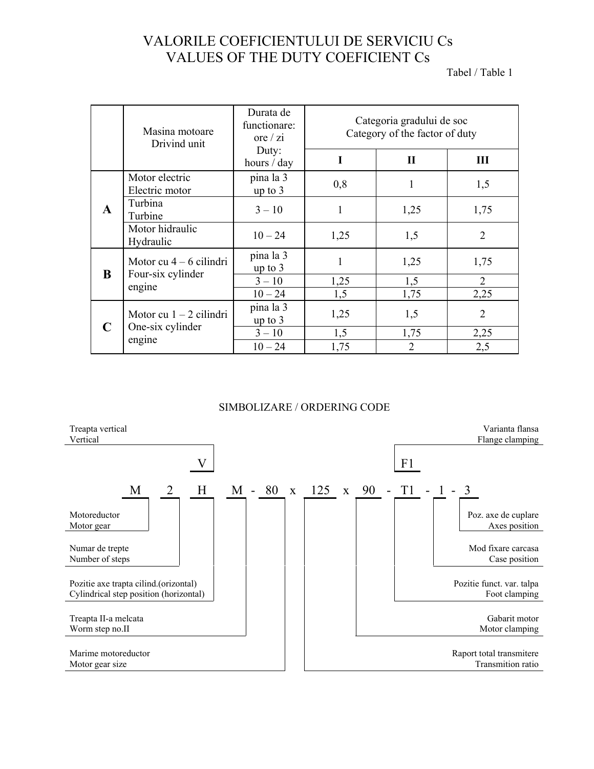# VALORILE COEFICIENTULUI DE SERVICIU Cs
# VALUES OF THE DUTY COEFICIENT Cs

Tabel / Table 1

| | Masina motoare<br>Drivind unit | Durata de functionare: ore / zi<br>Duty: hours / day | Categoria gradului de soc<br>Category of the factor of duty | | |
|---|---|---|---|---|---|
| | | | I | II | III |
| **A** | Motor electric<br>Electric motor | pina la 3<br>up to 3 | 0,8 | 1 | 1,5 |
| | Turbina<br>Turbine | 3 – 10 | 1 | 1,25 | 1,75 |
| | Motor hidraulic<br>Hydraulic | 10 – 24 | 1,25 | 1,5 | 2 |
| **B** | Motor cu 4 – 6 cilindri<br>Four-six cylinder engine | pina la 3<br>up to 3 | 1 | 1,25 | 1,75 |
| | | 3 – 10 | 1,25 | 1,5 | 2 |
| | | 10 – 24 | 1,5 | 1,75 | 2,25 |
| **C** | Motor cu 1 – 2 cilindri<br>One-six cylinder engine | pina la 3<br>up to 3 | 1,25 | 1,5 | 2 |
| | | 3 – 10 | 1,5 | 1,75 | 2,25 |
| | | 10 – 24 | 1,75 | 2 | 2,5 |

## SIMBOLIZARE / ORDERING CODE

```
                V                                F1
M   2   H   M - 80 x 125 x 90 - T1 - 1 - 3
```

- **V** – Treapta vertical / Vertical
- **F1** – Varianta flansa / Flange clamping
- **M** – Motoreductor / Motor gear
- **2** – Numar de trepte / Number of steps
- **H** – Pozitie axe trapta cilind.(orizontal) / Cylindrical step position (horizontal)
- **M** – Treapta II-a melcata / Worm step no.II
- **80** – Marime motoreductor / Motor gear size
- **125** – Raport total transmitere / Transmition ratio
- **90** – Gabarit motor / Motor clamping
- **T1** – Pozitie funct. var. talpa / Foot clamping
- **1** – Mod fixare carcasa / Case position
- **3** – Poz. axe de cuplare / Axes position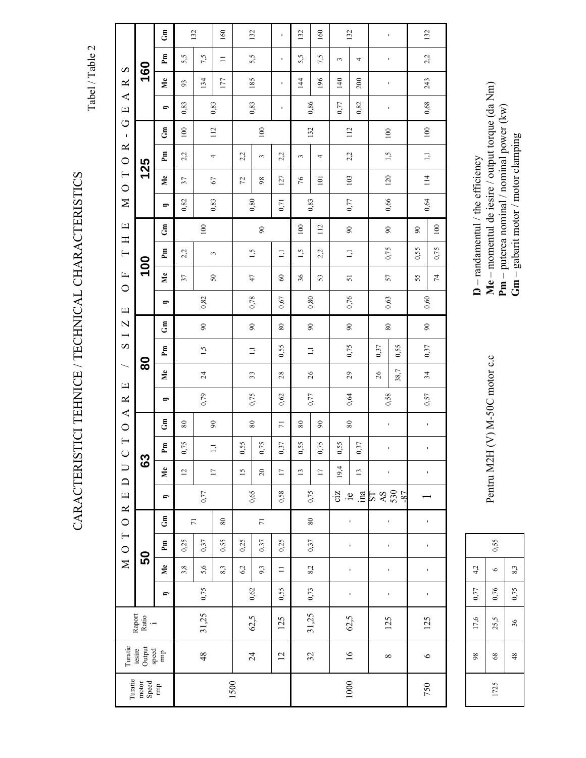# CARACTERISTICI TEHNICE / TECHNICAL CHARACTERISTICS

Tabel / Table 2

| Turatie motor Speed rmp | Turatie iesire Output speed rmp | Raport Ratio i | MOTOREDUCTOARE / SIZE OF THE MOTOR-GEARS | | | | | | | | | | | | | | | | | | | | | | | |
|---|---|---|---|---|---|---|---|---|---|---|---|---|---|---|---|---|---|---|---|---|---|---|---|---|---|---|
| | | | **50** | | | | **63** | | | | **80** | | | | **100** | | | | **125** | | | | **160** | | | |
| | | | η | Me | Pm | Gm | η | Me | Pm | Gm | η | Me | Pm | Gm | η | Me | Pm | Gm | η | Me | Pm | Gm | η | Me | Pm | Gm |
| 1500 | 48 | 31,25 | 0,75 | 3,8 | 0,25 | 71 | 0,77 | 12 | 0,75 | 80 | 0,79 | 24 | 1,5 | 90 | 0,82 | 37 | 2,2 | 100 | 0,82 | 37 | 2,2 | 100 | 0,83 | 93 | 5,5 | 132 |
| | | | | 5,6 | 0,37 | | | 17 | 1,1 | 90 | | | | | | 50 | 3 | | 0,83 | 67 | 4 | 112 | 0,83 | 134 | 7,5 | |
| | | | | 8,3 | 0,55 | 80 | | | | | | | | | | | | | | | | | | 177 | 11 | 160 |
| | 24 | 62,5 | 0,62 | 6,2 | 0,25 | 71 | 0,65 | 15 | 0,55 | 80 | 0,75 | 33 | 1,1 | 90 | 0,78 | 47 | 1,5 | 90 | 0,80 | 72 | 2,2 | 100 | 0,83 | 185 | 5,5 | 132 |
| | | | | 9,3 | 0,37 | | | 20 | 0,75 | | | | | | | | | | | 98 | 3 | | | | | |
| | 12 | 125 | 0,55 | 11 | 0,25 | | 0,58 | 17 | 0,37 | 71 | 0,62 | 28 | 0,55 | 80 | 0,67 | 60 | 1,1 | | 0,71 | 127 | 2,2 | | - | - | - | - |
| 1000 | 32 | 31,25 | 0,73 | 8,2 | 0,37 | 80 | 0,75 | 13 | 0,55 | 80 | 0,77 | 26 | 1,1 | 90 | 0,80 | 36 | 1,5 | 100 | 0,83 | 76 | 3 | 132 | 0,86 | 144 | 5,5 | 132 |
| | | | | | | | | 17 | 0,75 | 90 | | | | | | 53 | 2,2 | 112 | | 101 | 4 | | | 196 | 7,5 | 160 |
| | 16 | 62,5 | - | - | - | - | ciz ie ina | 19,4 | 0,55 | 80 | 0,64 | 29 | 0,75 | 90 | 0,76 | 51 | 1,1 | 90 | 0,77 | 103 | 2,2 | 112 | 0,77 | 140 | 3 | 132 |
| | | | | | | | | 13 | 0,37 | | | | | | | | | | | | | | 0,82 | 200 | 4 | |
| | 8 | 125 | - | - | - | - | ST AS 530 -87 | - | - | - | 0,58 | 26 | 0,37 | 80 | 0,63 | 57 | 0,75 | 90 | 0,66 | 120 | 1,5 | 100 | - | - | - | - |
| | | | | | | | | | | | | 38,7 | 0,55 | | | | | | | | | | | | | |
| 750 | 6 | 125 | - | - | - | - | 1 | - | - | - | 0,57 | 34 | 0,37 | 90 | 0,60 | 55 | 0,55 | 90 | 0,64 | 114 | 1,1 | 100 | 0,68 | 243 | 2,2 | 132 |
| | | | | | | | | | | | | | | | | 74 | 0,75 | 100 | | | | | | | | |

| | | | | | |
|---|---|---|---|---|---|
| 1725 | 98 | 17,6 | 0,77 | 4,2 | 0,55 |
| | 68 | 25,5 | 0,76 | 6 | |
| | 48 | 36 | 0,75 | 8,3 | |

Pentru M2H (V) M-50C motor c.c

**η** – randamentul / the efficiency
**Me** – momentul de iesire / output torque (da Nm)
**Pm** – puterea nominal / nominal power (kw)
**Gm** – gabarit motor / motor clamping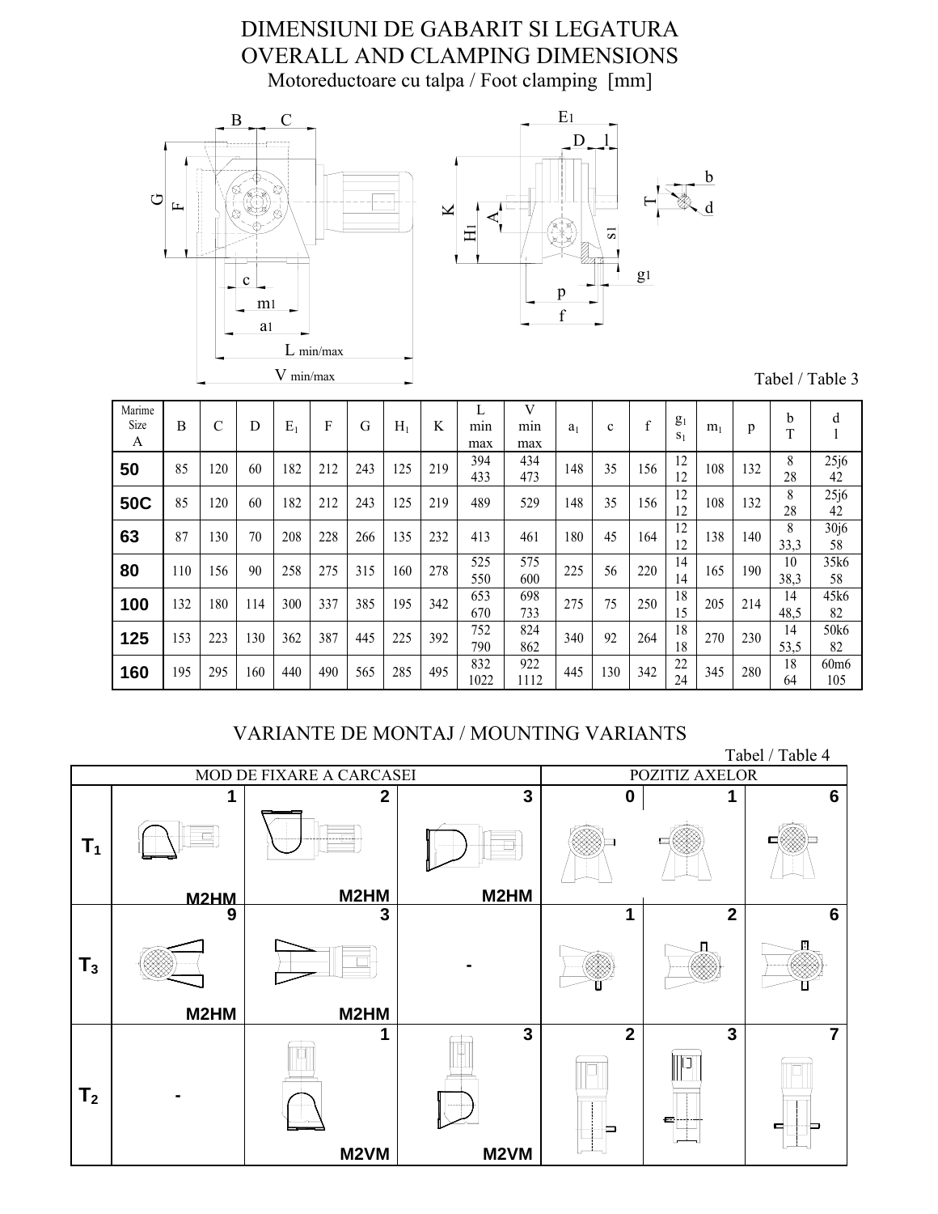# DIMENSIUNI DE GABARIT SI LEGATURA
# OVERALL AND CLAMPING DIMENSIONS

Motoreductoare cu talpa / Foot clamping [mm]

Tabel / Table 3

| Marime Size A | B | C | D | $E_1$ | F | G | $H_1$ | K | L min max | V min max | $a_1$ | c | f | $g_1$ $s_1$ | $m_1$ | p | b T | d l |
|---|---|---|---|---|---|---|---|---|---|---|---|---|---|---|---|---|---|---|
| **50** | 85 | 120 | 60 | 182 | 212 | 243 | 125 | 219 | 394 433 | 434 473 | 148 | 35 | 156 | 12 12 | 108 | 132 | 8 28 | 25j6 42 |
| **50C** | 85 | 120 | 60 | 182 | 212 | 243 | 125 | 219 | 489 | 529 | 148 | 35 | 156 | 12 12 | 108 | 132 | 8 28 | 25j6 42 |
| **63** | 87 | 130 | 70 | 208 | 228 | 266 | 135 | 232 | 413 | 461 | 180 | 45 | 164 | 12 12 | 138 | 140 | 8 33,3 | 30j6 58 |
| **80** | 110 | 156 | 90 | 258 | 275 | 315 | 160 | 278 | 525 550 | 575 600 | 225 | 56 | 220 | 14 14 | 165 | 190 | 10 38,3 | 35k6 58 |
| **100** | 132 | 180 | 114 | 300 | 337 | 385 | 195 | 342 | 653 670 | 698 733 | 275 | 75 | 250 | 18 15 | 205 | 214 | 14 48,5 | 45k6 82 |
| **125** | 153 | 223 | 130 | 362 | 387 | 445 | 225 | 392 | 752 790 | 824 862 | 340 | 92 | 264 | 18 18 | 270 | 230 | 14 53,5 | 50k6 82 |
| **160** | 195 | 295 | 160 | 440 | 490 | 565 | 285 | 495 | 832 1022 | 922 1112 | 445 | 130 | 342 | 22 24 | 345 | 280 | 18 64 | 60m6 105 |

## VARIANTE DE MONTAJ / MOUNTING VARIANTS

Tabel / Table 4

| | MOD DE FIXARE A CARCASEI | | | POZITIZ AXELOR | | |
|---|---|---|---|---|---|---|
| **$T_1$** | **1** M2HM | **2** M2HM | **3** M2HM | **0** | **1** | **6** |
| **$T_3$** | **9** M2HM | **3** M2HM | - | **1** | **2** | **6** |
| **$T_2$** | - | **1** M2VM | **3** M2VM | **2** | **3** | **7** |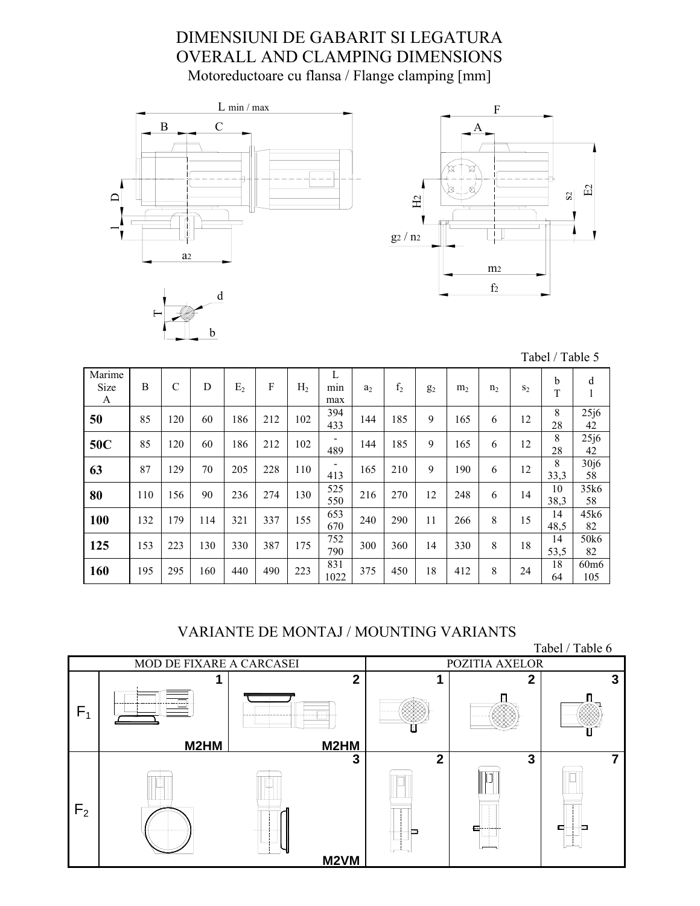# DIMENSIUNI DE GABARIT SI LEGATURA
# OVERALL AND CLAMPING DIMENSIONS

Motoreductoare cu flansa / Flange clamping [mm]

L min / max

B C

D

l

a2

T d

b

F

A

H2

s2 E2

g2 / n2

m2

f2

Tabel / Table 5

| Marime Size A | B | C | D | $E_2$ | F | $H_2$ | L min max | $a_2$ | $f_2$ | $g_2$ | $m_2$ | $n_2$ | $s_2$ | b T | d l |
|---|---|---|---|---|---|---|---|---|---|---|---|---|---|---|---|
| **50** | 85 | 120 | 60 | 186 | 212 | 102 | 394 433 | 144 | 185 | 9 | 165 | 6 | 12 | 8 28 | 25j6 42 |
| **50C** | 85 | 120 | 60 | 186 | 212 | 102 | - 489 | 144 | 185 | 9 | 165 | 6 | 12 | 8 28 | 25j6 42 |
| **63** | 87 | 129 | 70 | 205 | 228 | 110 | - 413 | 165 | 210 | 9 | 190 | 6 | 12 | 8 33,3 | 30j6 58 |
| **80** | 110 | 156 | 90 | 236 | 274 | 130 | 525 550 | 216 | 270 | 12 | 248 | 6 | 14 | 10 38,3 | 35k6 58 |
| **100** | 132 | 179 | 114 | 321 | 337 | 155 | 653 670 | 240 | 290 | 11 | 266 | 8 | 15 | 14 48,5 | 45k6 82 |
| **125** | 153 | 223 | 130 | 330 | 387 | 175 | 752 790 | 300 | 360 | 14 | 330 | 8 | 18 | 14 53,5 | 50k6 82 |
| **160** | 195 | 295 | 160 | 440 | 490 | 223 | 831 1022 | 375 | 450 | 18 | 412 | 8 | 24 | 18 64 | 60m6 105 |

## VARIANTE DE MONTAJ / MOUNTING VARIANTS

Tabel / Table 6

| | MOD DE FIXARE A CARCASEI | | POZITIA AXELOR | | |
|---|---|---|---|---|---|
| $F_1$ | 1 M2HM | 2 M2HM | 1 | 2 | 3 |
| $F_2$ | 3 M2VM | | 2 | 3 | 7 |